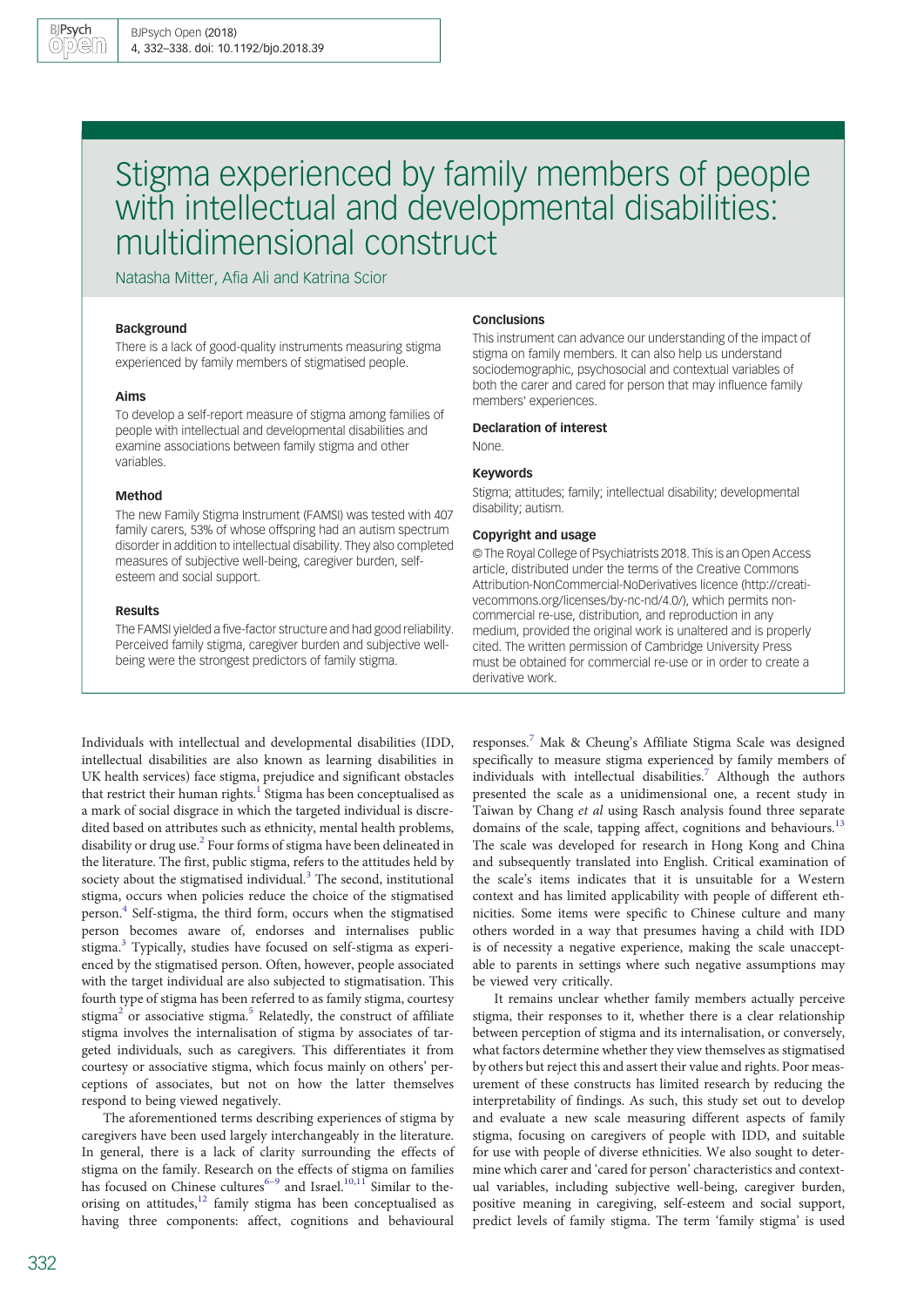# Stigma experienced by family members of people with intellectual and developmental disabilities: multidimensional construct

Natasha Mitter, Afia Ali and Katrina Scior

### Background

There is a lack of good-quality instruments measuring stigma experienced by family members of stigmatised people.

### Aims

To develop a self-report measure of stigma among families of people with intellectual and developmental disabilities and examine associations between family stigma and other variables.

### Method

The new Family Stigma Instrument (FAMSI) was tested with 407 family carers, 53% of whose offspring had an autism spectrum disorder in addition to intellectual disability. They also completed measures of subjective well-being, caregiver burden, self-esteem and social support.

### Results

The FAMSI yielded a five-factor structure and had good reliability. Perceived family stigma, caregiver burden and subjective well-being were the strongest predictors of family stigma.

### Conclusions

This instrument can advance our understanding of the impact of stigma on family members. It can also help us understand sociodemographic, psychosocial and contextual variables of both the carer and cared for person that may influence family members' experiences.

### Declaration of interest

None.

### Keywords

Stigma; attitudes; family; intellectual disability; developmental disability; autism.

### Copyright and usage

© The Royal College of Psychiatrists 2018. This is an Open Access article, distributed under the terms of the Creative Commons Attribution-NonCommercial-NoDerivatives licence (http://creativecommons.org/licenses/by-nc-nd/4.0/), which permits non-commercial re-use, distribution, and reproduction in any medium, provided the original work is unaltered and is properly cited. The written permission of Cambridge University Press must be obtained for commercial re-use or in order to create a derivative work.

Individuals with intellectual and developmental disabilities (IDD, intellectual disabilities are also known as learning disabilities in UK health services) face stigma, prejudice and significant obstacles that restrict their human rights.[1] Stigma has been conceptualised as a mark of social disgrace in which the targeted individual is discredited based on attributes such as ethnicity, mental health problems, disability or drug use.[2] Four forms of stigma have been delineated in the literature. The first, public stigma, refers to the attitudes held by society about the stigmatised individual.[3] The second, institutional stigma, occurs when policies reduce the choice of the stigmatised person.[4] Self-stigma, the third form, occurs when the stigmatised person becomes aware of, endorses and internalises public stigma.[3] Typically, studies have focused on self-stigma as experienced by the stigmatised person. Often, however, people associated with the target individual are also subjected to stigmatisation. This fourth type of stigma has been referred to as family stigma, courtesy stigma[2] or associative stigma.[5] Relatedly, the construct of affiliate stigma involves the internalisation of stigma by associates of targeted individuals, such as caregivers. This differentiates it from courtesy or associative stigma, which focus mainly on others' perceptions of associates, but not on how the latter themselves respond to being viewed negatively.

The aforementioned terms describing experiences of stigma by caregivers have been used largely interchangeably in the literature. In general, there is a lack of clarity surrounding the effects of stigma on the family. Research on the effects of stigma on families has focused on Chinese cultures[6–9] and Israel.[10,11] Similar to theorising on attitudes,[12] family stigma has been conceptualised as having three components: affect, cognitions and behavioural responses.[7] Mak & Cheung's Affiliate Stigma Scale was designed specifically to measure stigma experienced by family members of individuals with intellectual disabilities.[7] Although the authors presented the scale as a unidimensional one, a recent study in Taiwan by Chang *et al* using Rasch analysis found three separate domains of the scale, tapping affect, cognitions and behaviours.[13] The scale was developed for research in Hong Kong and China and subsequently translated into English. Critical examination of the scale's items indicates that it is unsuitable for a Western context and has limited applicability with people of different ethnicities. Some items were specific to Chinese culture and many others worded in a way that presumes having a child with IDD is of necessity a negative experience, making the scale unacceptable to parents in settings where such negative assumptions may be viewed very critically.

It remains unclear whether family members actually perceive stigma, their responses to it, whether there is a clear relationship between perception of stigma and its internalisation, or conversely, what factors determine whether they view themselves as stigmatised by others but reject this and assert their value and rights. Poor measurement of these constructs has limited research by reducing the interpretability of findings. As such, this study set out to develop and evaluate a new scale measuring different aspects of family stigma, focusing on caregivers of people with IDD, and suitable for use with people of diverse ethnicities. We also sought to determine which carer and 'cared for person' characteristics and contextual variables, including subjective well-being, caregiver burden, positive meaning in caregiving, self-esteem and social support, predict levels of family stigma. The term 'family stigma' is used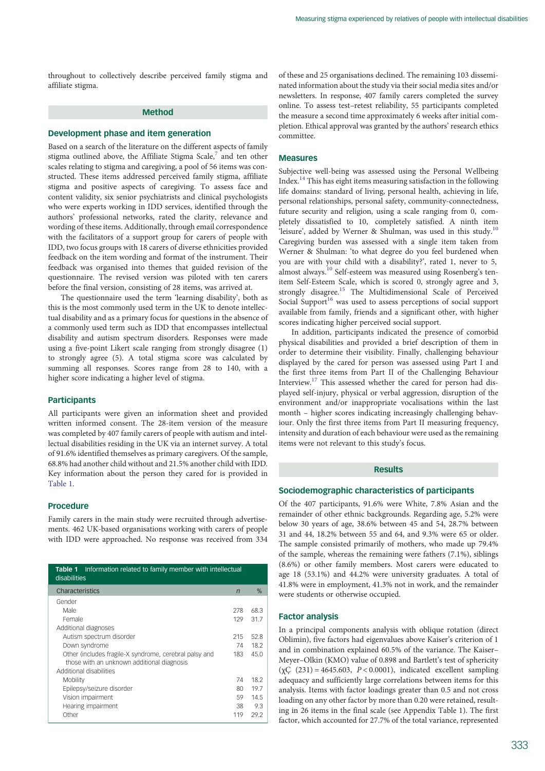throughout to collectively describe perceived family stigma and affiliate stigma.

## Method

### Development phase and item generation

Based on a search of the literature on the different aspects of family stigma outlined above, the Affiliate Stigma Scale,[7] and ten other scales relating to stigma and caregiving, a pool of 56 items was constructed. These items addressed perceived family stigma, affiliate stigma and positive aspects of caregiving. To assess face and content validity, six senior psychiatrists and clinical psychologists who were experts working in IDD services, identified through the authors' professional networks, rated the clarity, relevance and wording of these items. Additionally, through email correspondence with the facilitators of a support group for carers of people with IDD, two focus groups with 18 carers of diverse ethnicities provided feedback on the item wording and format of the instrument. Their feedback was organised into themes that guided revision of the questionnaire. The revised version was piloted with ten carers before the final version, consisting of 28 items, was arrived at.

The questionnaire used the term 'learning disability', both as this is the most commonly used term in the UK to denote intellectual disability and as a primary focus for questions in the absence of a commonly used term such as IDD that encompasses intellectual disability and autism spectrum disorders. Responses were made using a five-point Likert scale ranging from strongly disagree (1) to strongly agree (5). A total stigma score was calculated by summing all responses. Scores range from 28 to 140, with a higher score indicating a higher level of stigma.

### Participants

All participants were given an information sheet and provided written informed consent. The 28-item version of the measure was completed by 407 family carers of people with autism and intellectual disabilities residing in the UK via an internet survey. A total of 91.6% identified themselves as primary caregivers. Of the sample, 68.8% had another child without and 21.5% another child with IDD. Key information about the person they cared for is provided in Table 1.

### Procedure

Family carers in the main study were recruited through advertisements. 462 UK-based organisations working with carers of people with IDD were approached. No response was received from 334 of these and 25 organisations declined. The remaining 103 disseminated information about the study via their social media sites and/or newsletters. In response, 407 family carers completed the survey online. To assess test–retest reliability, 55 participants completed the measure a second time approximately 6 weeks after initial completion. Ethical approval was granted by the authors' research ethics committee.

**Table 1** Information related to family member with intellectual disabilities

| Characteristics | *n* | % |
|---|---|---|
| Gender | | |
| Male | 278 | 68.3 |
| Female | 129 | 31.7 |
| Additional diagnoses | | |
| Autism spectrum disorder | 215 | 52.8 |
| Down syndrome | 74 | 18.2 |
| Other (includes fragile-X syndrome, cerebral palsy and those with an unknown additional diagnosis | 183 | 45.0 |
| Additional disabilities | | |
| Mobility | 74 | 18.2 |
| Epilepsy/seizure disorder | 80 | 19.7 |
| Vision impairment | 59 | 14.5 |
| Hearing impairment | 38 | 9.3 |
| Other | 119 | 29.2 |

### Measures

Subjective well-being was assessed using the Personal Wellbeing Index.[14] This has eight items measuring satisfaction in the following life domains: standard of living, personal health, achieving in life, personal relationships, personal safety, community-connectedness, future security and religion, using a scale ranging from 0, completely dissatisfied to 10, completely satisfied. A ninth item 'leisure', added by Werner & Shulman, was used in this study.[10] Caregiving burden was assessed with a single item taken from Werner & Shulman: 'to what degree do you feel burdened when you are with your child with a disability?', rated 1, never to 5, almost always.[10] Self-esteem was measured using Rosenberg's ten-item Self-Esteem Scale, which is scored 0, strongly agree and 3, strongly disagree.[15] The Multidimensional Scale of Perceived Social Support[16] was used to assess perceptions of social support available from family, friends and a significant other, with higher scores indicating higher perceived social support.

In addition, participants indicated the presence of comorbid physical disabilities and provided a brief description of them in order to determine their visibility. Finally, challenging behaviour displayed by the cared for person was assessed using Part I and the first three items from Part II of the Challenging Behaviour Interview.[17] This assessed whether the cared for person had displayed self-injury, physical or verbal aggression, disruption of the environment and/or inappropriate vocalisations within the last month – higher scores indicating increasingly challenging behaviour. Only the first three items from Part II measuring frequency, intensity and duration of each behaviour were used as the remaining items were not relevant to this study's focus.

## Results

### Sociodemographic characteristics of participants

Of the 407 participants, 91.6% were White, 7.8% Asian and the remainder of other ethnic backgrounds. Regarding age, 5.2% were below 30 years of age, 38.6% between 45 and 54, 28.7% between 31 and 44, 18.2% between 55 and 64, and 9.3% were 65 or older. The sample consisted primarily of mothers, who made up 79.4% of the sample, whereas the remaining were fathers (7.1%), siblings (8.6%) or other family members. Most carers were educated to age 18 (53.1%) and 44.2% were university graduates. A total of 41.8% were in employment, 41.3% not in work, and the remainder were students or otherwise occupied.

### Factor analysis

In a principal components analysis with oblique rotation (direct Oblimin), five factors had eigenvalues above Kaiser's criterion of 1 and in combination explained 60.5% of the variance. The Kaiser–Meyer–Olkin (KMO) value of 0.898 and Bartlett's test of sphericity ($\chi^2$ (231) = 4645.603, $P < 0.0001$), indicated excellent sampling adequacy and sufficiently large correlations between items for this analysis. Items with factor loadings greater than 0.5 and not cross loading on any other factor by more than 0.20 were retained, resulting in 26 items in the final scale (see Appendix Table 1). The first factor, which accounted for 27.7% of the total variance, represented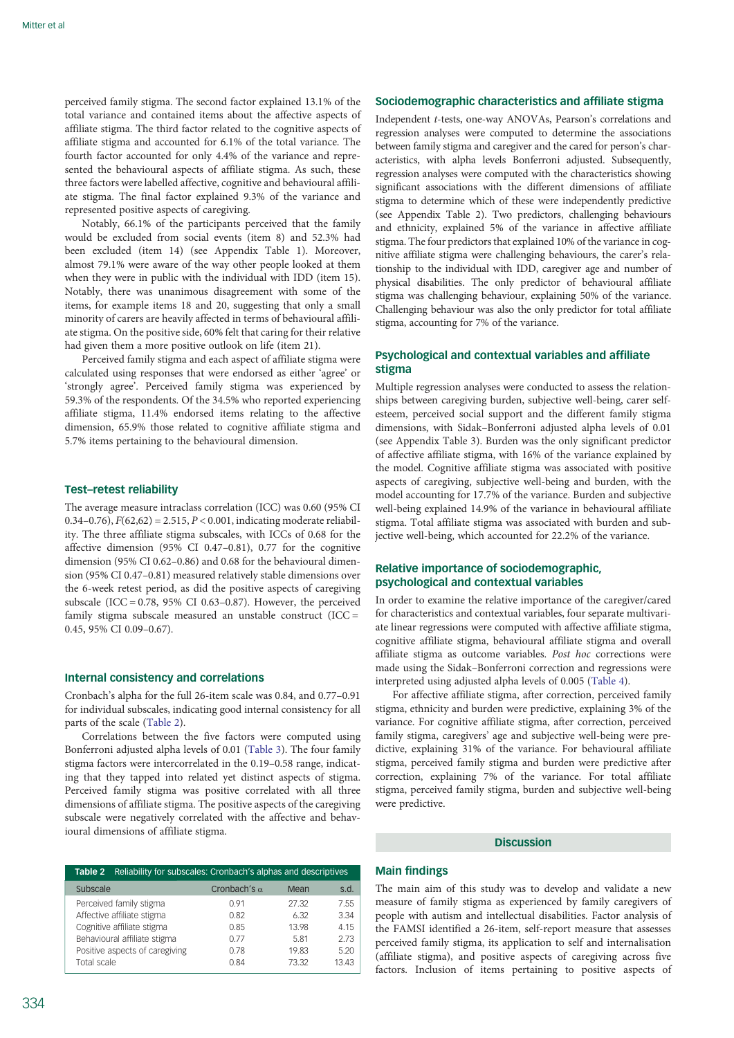perceived family stigma. The second factor explained 13.1% of the total variance and contained items about the affective aspects of affiliate stigma. The third factor related to the cognitive aspects of affiliate stigma and accounted for 6.1% of the total variance. The fourth factor accounted for only 4.4% of the variance and represented the behavioural aspects of affiliate stigma. As such, these three factors were labelled affective, cognitive and behavioural affiliate stigma. The final factor explained 9.3% of the variance and represented positive aspects of caregiving.

Notably, 66.1% of the participants perceived that the family would be excluded from social events (item 8) and 52.3% had been excluded (item 14) (see Appendix Table 1). Moreover, almost 79.1% were aware of the way other people looked at them when they were in public with the individual with IDD (item 15). Notably, there was unanimous disagreement with some of the items, for example items 18 and 20, suggesting that only a small minority of carers are heavily affected in terms of behavioural affiliate stigma. On the positive side, 60% felt that caring for their relative had given them a more positive outlook on life (item 21).

Perceived family stigma and each aspect of affiliate stigma were calculated using responses that were endorsed as either 'agree' or 'strongly agree'. Perceived family stigma was experienced by 59.3% of the respondents. Of the 34.5% who reported experiencing affiliate stigma, 11.4% endorsed items relating to the affective dimension, 65.9% those related to cognitive affiliate stigma and 5.7% items pertaining to the behavioural dimension.

### Test–retest reliability

The average measure intraclass correlation (ICC) was 0.60 (95% CI 0.34–0.76), $F(62,62) = 2.515$, $P < 0.001$, indicating moderate reliability. The three affiliate stigma subscales, with ICCs of 0.68 for the affective dimension (95% CI 0.47–0.81), 0.77 for the cognitive dimension (95% CI 0.62–0.86) and 0.68 for the behavioural dimension (95% CI 0.47–0.81) measured relatively stable dimensions over the 6-week retest period, as did the positive aspects of caregiving subscale (ICC = 0.78, 95% CI 0.63–0.87). However, the perceived family stigma subscale measured an unstable construct (ICC = 0.45, 95% CI 0.09–0.67).

### Internal consistency and correlations

Cronbach's alpha for the full 26-item scale was 0.84, and 0.77–0.91 for individual subscales, indicating good internal consistency for all parts of the scale (Table 2).

Correlations between the five factors were computed using Bonferroni adjusted alpha levels of 0.01 (Table 3). The four family stigma factors were intercorrelated in the 0.19–0.58 range, indicating that they tapped into related yet distinct aspects of stigma. Perceived family stigma was positive correlated with all three dimensions of affiliate stigma. The positive aspects of the caregiving subscale were negatively correlated with the affective and behavioural dimensions of affiliate stigma.

**Table 2** Reliability for subscales: Cronbach's alphas and descriptives

| Subscale | Cronbach's α | Mean | s.d. |
|---|---|---|---|
| Perceived family stigma | 0.91 | 27.32 | 7.55 |
| Affective affiliate stigma | 0.82 | 6.32 | 3.34 |
| Cognitive affiliate stigma | 0.85 | 13.98 | 4.15 |
| Behavioural affiliate stigma | 0.77 | 5.81 | 2.73 |
| Positive aspects of caregiving | 0.78 | 19.83 | 5.20 |
| Total scale | 0.84 | 73.32 | 13.43 |

### Sociodemographic characteristics and affiliate stigma

Independent *t*-tests, one-way ANOVAs, Pearson's correlations and regression analyses were computed to determine the associations between family stigma and caregiver and the cared for person's characteristics, with alpha levels Bonferroni adjusted. Subsequently, regression analyses were computed with the characteristics showing significant associations with the different dimensions of affiliate stigma to determine which of these were independently predictive (see Appendix Table 2). Two predictors, challenging behaviours and ethnicity, explained 5% of the variance in affective affiliate stigma. The four predictors that explained 10% of the variance in cognitive affiliate stigma were challenging behaviours, the carer's relationship to the individual with IDD, caregiver age and number of physical disabilities. The only predictor of behavioural affiliate stigma was challenging behaviour, explaining 50% of the variance. Challenging behaviour was also the only predictor for total affiliate stigma, accounting for 7% of the variance.

### Psychological and contextual variables and affiliate stigma

Multiple regression analyses were conducted to assess the relationships between caregiving burden, subjective well-being, carer self-esteem, perceived social support and the different family stigma dimensions, with Sidak–Bonferroni adjusted alpha levels of 0.01 (see Appendix Table 3). Burden was the only significant predictor of affective affiliate stigma, with 16% of the variance explained by the model. Cognitive affiliate stigma was associated with positive aspects of caregiving, subjective well-being and burden, with the model accounting for 17.7% of the variance. Burden and subjective well-being explained 14.9% of the variance in behavioural affiliate stigma. Total affiliate stigma was associated with burden and subjective well-being, which accounted for 22.2% of the variance.

### Relative importance of sociodemographic, psychological and contextual variables

In order to examine the relative importance of the caregiver/cared for characteristics and contextual variables, four separate multivariate linear regressions were computed with affective affiliate stigma, cognitive affiliate stigma, behavioural affiliate stigma and overall affiliate stigma as outcome variables. *Post hoc* corrections were made using the Sidak–Bonferroni correction and regressions were interpreted using adjusted alpha levels of 0.005 (Table 4).

For affective affiliate stigma, after correction, perceived family stigma, ethnicity and burden were predictive, explaining 3% of the variance. For cognitive affiliate stigma, after correction, perceived family stigma, caregivers' age and subjective well-being were predictive, explaining 31% of the variance. For behavioural affiliate stigma, perceived family stigma and burden were predictive after correction, explaining 7% of the variance. For total affiliate stigma, perceived family stigma, burden and subjective well-being were predictive.

## Discussion

### Main findings

The main aim of this study was to develop and validate a new measure of family stigma as experienced by family caregivers of people with autism and intellectual disabilities. Factor analysis of the FAMSI identified a 26-item, self-report measure that assesses perceived family stigma, its application to self and internalisation (affiliate stigma), and positive aspects of caregiving across five factors. Inclusion of items pertaining to positive aspects of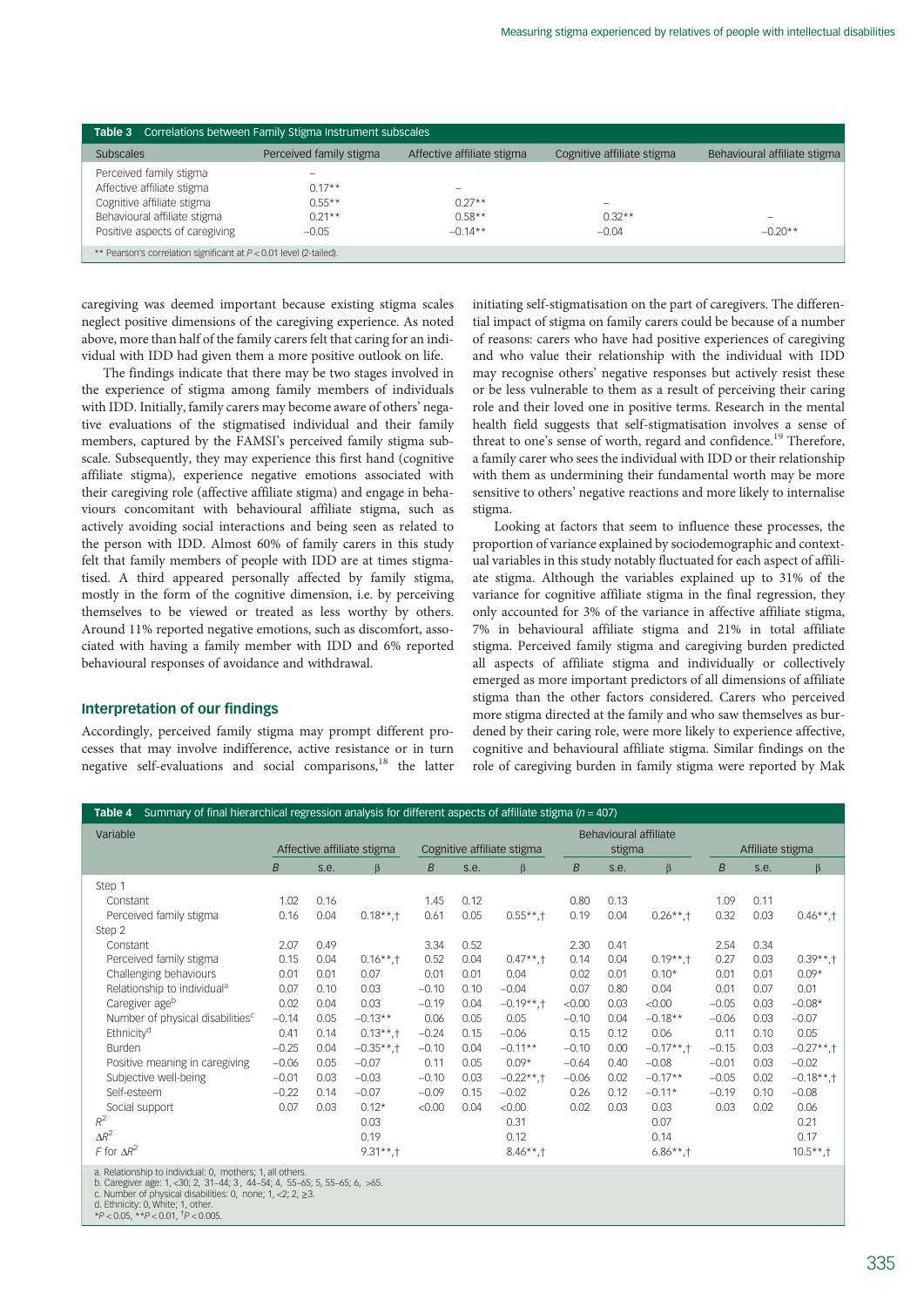**Table 3** Correlations between Family Stigma Instrument subscales

| Subscales | Perceived family stigma | Affective affiliate stigma | Cognitive affiliate stigma | Behavioural affiliate stigma |
|---|---|---|---|---|
| Perceived family stigma | – | | | |
| Affective affiliate stigma | 0.17** | – | | |
| Cognitive affiliate stigma | 0.55** | 0.27** | – | |
| Behavioural affiliate stigma | 0.21** | 0.58** | 0.32** | – |
| Positive aspects of caregiving | −0.05 | −0.14** | −0.04 | −0.20** |

** Pearson's correlation significant at $P < 0.01$ level (2-tailed).

caregiving was deemed important because existing stigma scales neglect positive dimensions of the caregiving experience. As noted above, more than half of the family carers felt that caring for an individual with IDD had given them a more positive outlook on life.

The findings indicate that there may be two stages involved in the experience of stigma among family members of individuals with IDD. Initially, family carers may become aware of others' negative evaluations of the stigmatised individual and their family members, captured by the FAMSI's perceived family stigma subscale. Subsequently, they may experience this first hand (cognitive affiliate stigma), experience negative emotions associated with their caregiving role (affective affiliate stigma) and engage in behaviours concomitant with behavioural affiliate stigma, such as actively avoiding social interactions and being seen as related to the person with IDD. Almost 60% of family carers in this study felt that family members of people with IDD are at times stigmatised. A third appeared personally affected by family stigma, mostly in the form of the cognitive dimension, i.e. by perceiving themselves to be viewed or treated as less worthy by others. Around 11% reported negative emotions, such as discomfort, associated with having a family member with IDD and 6% reported behavioural responses of avoidance and withdrawal.

## Interpretation of our findings

Accordingly, perceived family stigma may prompt different processes that may involve indifference, active resistance or in turn negative self-evaluations and social comparisons,[18] the latter initiating self-stigmatisation on the part of caregivers. The differential impact of stigma on family carers could be because of a number of reasons: carers who have had positive experiences of caregiving and who value their relationship with the individual with IDD may recognise others' negative responses but actively resist these or be less vulnerable to them as a result of perceiving their caring role and their loved one in positive terms. Research in the mental health field suggests that self-stigmatisation involves a sense of threat to one's sense of worth, regard and confidence.[19] Therefore, a family carer who sees the individual with IDD or their relationship with them as undermining their fundamental worth may be more sensitive to others' negative reactions and more likely to internalise stigma.

Looking at factors that seem to influence these processes, the proportion of variance explained by sociodemographic and contextual variables in this study notably fluctuated for each aspect of affiliate stigma. Although the variables explained up to 31% of the variance for cognitive affiliate stigma in the final regression, they only accounted for 3% of the variance in affective affiliate stigma, 7% in behavioural affiliate stigma and 21% in total affiliate stigma. Perceived family stigma and caregiving burden predicted all aspects of affiliate stigma and individually or collectively emerged as more important predictors of all dimensions of affiliate stigma than the other factors considered. Carers who perceived more stigma directed at the family and who saw themselves as burdened by their caring role, were more likely to experience affective, cognitive and behavioural affiliate stigma. Similar findings on the role of caregiving burden in family stigma were reported by Mak

**Table 4** Summary of final hierarchical regression analysis for different aspects of affiliate stigma ($n = 407$)

| Variable | Affective affiliate stigma | | | Cognitive affiliate stigma | | | Behavioural affiliate stigma | | | Affiliate stigma | | |
|---|---|---|---|---|---|---|---|---|---|---|---|---|
| | *B* | s.e. | β | *B* | s.e. | β | *B* | s.e. | β | *B* | s.e. | β |
| Step 1 | | | | | | | | | | | | |
| Constant | 1.02 | 0.16 | | 1.45 | 0.12 | | 0.80 | 0.13 | | 1.09 | 0.11 | |
| Perceived family stigma | 0.16 | 0.04 | 0.18**,† | 0.61 | 0.05 | 0.55**,† | 0.19 | 0.04 | 0.26**,† | 0.32 | 0.03 | 0.46**,† |
| Step 2 | | | | | | | | | | | | |
| Constant | 2.07 | 0.49 | | 3.34 | 0.52 | | 2.30 | 0.41 | | 2.54 | 0.34 | |
| Perceived family stigma | 0.15 | 0.04 | 0.16**,† | 0.52 | 0.04 | 0.47**,† | 0.14 | 0.04 | 0.19**,† | 0.27 | 0.03 | 0.39**,† |
| Challenging behaviours | 0.01 | 0.01 | 0.07 | 0.01 | 0.01 | 0.04 | 0.02 | 0.01 | 0.10* | 0.01 | 0.01 | 0.09* |
| Relationship to individual[a] | 0.07 | 0.10 | 0.03 | −0.10 | 0.10 | −0.04 | 0.07 | 0.80 | 0.04 | 0.01 | 0.07 | 0.01 |
| Caregiver age[b] | 0.02 | 0.04 | 0.03 | −0.19 | 0.04 | −0.19**,† | <0.00 | 0.03 | <0.00 | −0.05 | 0.03 | −0.08* |
| Number of physical disabilities[c] | −0.14 | 0.05 | −0.13** | 0.06 | 0.05 | 0.05 | −0.10 | 0.04 | −0.18** | −0.06 | 0.03 | −0.07 |
| Ethnicity[d] | 0.41 | 0.14 | 0.13**,† | −0.24 | 0.15 | −0.06 | 0.15 | 0.12 | 0.06 | 0.11 | 0.10 | 0.05 |
| Burden | −0.25 | 0.04 | −0.35**,† | −0.10 | 0.04 | −0.11** | −0.10 | 0.00 | −0.17**,† | −0.15 | 0.03 | −0.27**,† |
| Positive meaning in caregiving | −0.06 | 0.05 | −0.07 | 0.11 | 0.05 | 0.09* | −0.64 | 0.40 | −0.08 | −0.01 | 0.03 | −0.02 |
| Subjective well-being | −0.01 | 0.03 | −0.03 | −0.10 | 0.03 | −0.22**,† | −0.06 | 0.02 | −0.17** | −0.05 | 0.02 | −0.18**,† |
| Self-esteem | −0.22 | 0.14 | −0.07 | −0.09 | 0.15 | −0.02 | 0.26 | 0.12 | −0.11* | −0.19 | 0.10 | −0.08 |
| Social support | 0.07 | 0.03 | 0.12* | <0.00 | 0.04 | <0.00 | 0.02 | 0.03 | 0.03 | 0.03 | 0.02 | 0.06 |
| $R^2$ | | | 0.03 | | | 0.31 | | | 0.07 | | | 0.21 |
| $\Delta R^2$ | | | 0.19 | | | 0.12 | | | 0.14 | | | 0.17 |
| $F$ for $\Delta R^2$ | | | 9.31**,† | | | 8.46**,† | | | 6.86**,† | | | 10.5**,† |

a. Relationship to individual: 0, mothers; 1, all others.
b. Caregiver age: 1, <30; 2, 31–44; 3, 44–54; 4, 55–65; 5, 55–65; 6, >65.
c. Number of physical disabilities: 0, none; 1, <2; 2, ≥3.
d. Ethnicity: 0, White; 1, other.
*$P < 0.05$, **$P < 0.01$, †$P < 0.005$.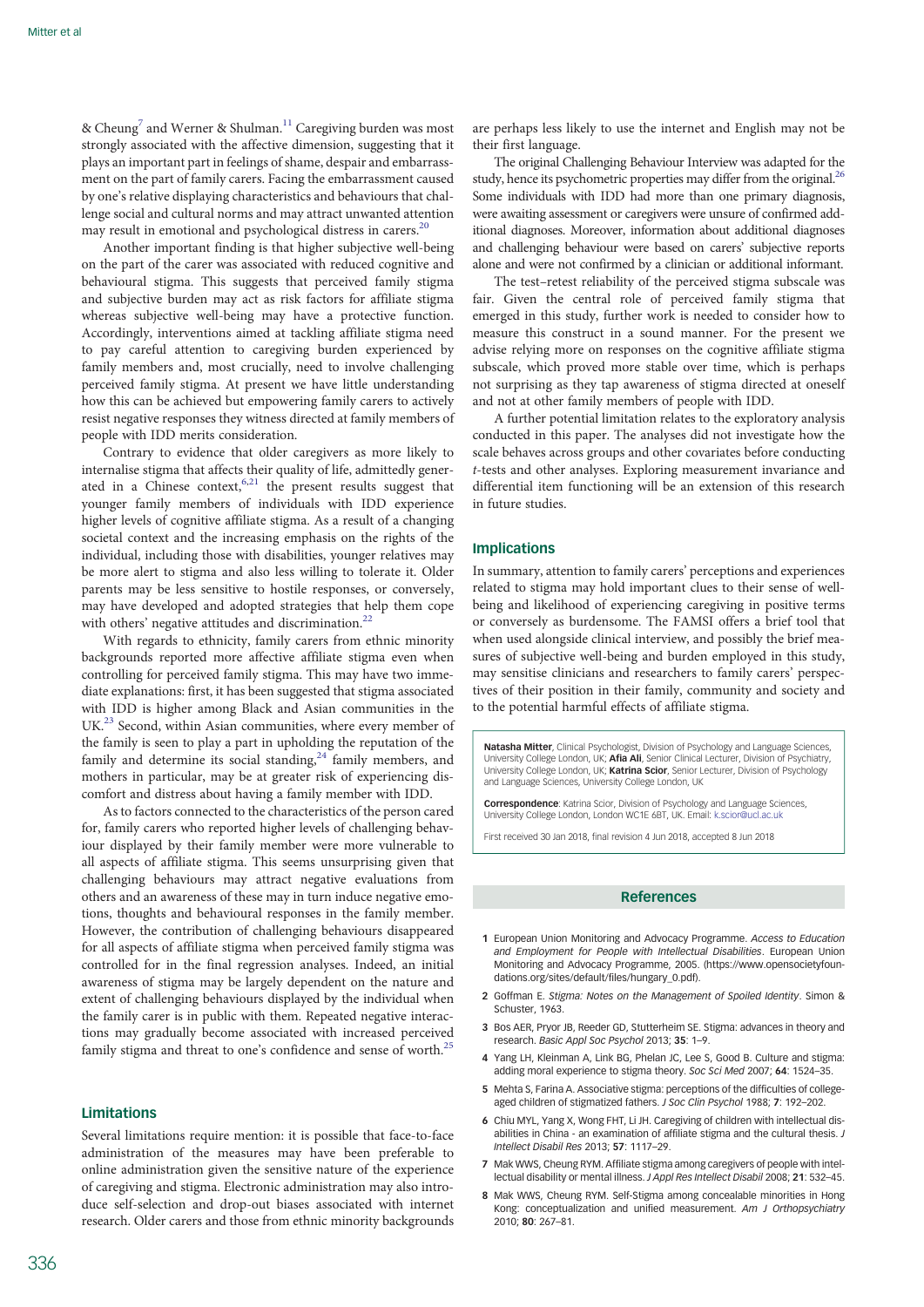& Cheung[7] and Werner & Shulman.[11] Caregiving burden was most strongly associated with the affective dimension, suggesting that it plays an important part in feelings of shame, despair and embarrassment on the part of family carers. Facing the embarrassment caused by one's relative displaying characteristics and behaviours that challenge social and cultural norms and may attract unwanted attention may result in emotional and psychological distress in carers.[20]

Another important finding is that higher subjective well-being on the part of the carer was associated with reduced cognitive and behavioural stigma. This suggests that perceived family stigma and subjective burden may act as risk factors for affiliate stigma whereas subjective well-being may have a protective function. Accordingly, interventions aimed at tackling affiliate stigma need to pay careful attention to caregiving burden experienced by family members and, most crucially, need to involve challenging perceived family stigma. At present we have little understanding how this can be achieved but empowering family carers to actively resist negative responses they witness directed at family members of people with IDD merits consideration.

Contrary to evidence that older caregivers as more likely to internalise stigma that affects their quality of life, admittedly generated in a Chinese context,[6,21] the present results suggest that younger family members of individuals with IDD experience higher levels of cognitive affiliate stigma. As a result of a changing societal context and the increasing emphasis on the rights of the individual, including those with disabilities, younger relatives may be more alert to stigma and also less willing to tolerate it. Older parents may be less sensitive to hostile responses, or conversely, may have developed and adopted strategies that help them cope with others' negative attitudes and discrimination.[22]

With regards to ethnicity, family carers from ethnic minority backgrounds reported more affective affiliate stigma even when controlling for perceived family stigma. This may have two immediate explanations: first, it has been suggested that stigma associated with IDD is higher among Black and Asian communities in the UK.[23] Second, within Asian communities, where every member of the family is seen to play a part in upholding the reputation of the family and determine its social standing,[24] family members, and mothers in particular, may be at greater risk of experiencing discomfort and distress about having a family member with IDD.

As to factors connected to the characteristics of the person cared for, family carers who reported higher levels of challenging behaviour displayed by their family member were more vulnerable to all aspects of affiliate stigma. This seems unsurprising given that challenging behaviours may attract negative evaluations from others and an awareness of these may in turn induce negative emotions, thoughts and behavioural responses in the family member. However, the contribution of challenging behaviours disappeared for all aspects of affiliate stigma when perceived family stigma was controlled for in the final regression analyses. Indeed, an initial awareness of stigma may be largely dependent on the nature and extent of challenging behaviours displayed by the individual when the family carer is in public with them. Repeated negative interactions may gradually become associated with increased perceived family stigma and threat to one's confidence and sense of worth.[25]

## Limitations

Several limitations require mention: it is possible that face-to-face administration of the measures may have been preferable to online administration given the sensitive nature of the experience of caregiving and stigma. Electronic administration may also introduce self-selection and drop-out biases associated with internet research. Older carers and those from ethnic minority backgrounds are perhaps less likely to use the internet and English may not be their first language.

The original Challenging Behaviour Interview was adapted for the study, hence its psychometric properties may differ from the original.[26] Some individuals with IDD had more than one primary diagnosis, were awaiting assessment or caregivers were unsure of confirmed additional diagnoses. Moreover, information about additional diagnoses and challenging behaviour were based on carers' subjective reports alone and were not confirmed by a clinician or additional informant.

The test–retest reliability of the perceived stigma subscale was fair. Given the central role of perceived family stigma that emerged in this study, further work is needed to consider how to measure this construct in a sound manner. For the present we advise relying more on responses on the cognitive affiliate stigma subscale, which proved more stable over time, which is perhaps not surprising as they tap awareness of stigma directed at oneself and not at other family members of people with IDD.

A further potential limitation relates to the exploratory analysis conducted in this paper. The analyses did not investigate how the scale behaves across groups and other covariates before conducting *t*-tests and other analyses. Exploring measurement invariance and differential item functioning will be an extension of this research in future studies.

## Implications

In summary, attention to family carers' perceptions and experiences related to stigma may hold important clues to their sense of well-being and likelihood of experiencing caregiving in positive terms or conversely as burdensome. The FAMSI offers a brief tool that when used alongside clinical interview, and possibly the brief measures of subjective well-being and burden employed in this study, may sensitise clinicians and researchers to family carers' perspectives of their position in their family, community and society and to the potential harmful effects of affiliate stigma.

**Natasha Mitter**, Clinical Psychologist, Division of Psychology and Language Sciences, University College London, UK; **Afia Ali**, Senior Clinical Lecturer, Division of Psychiatry, University College London, UK; **Katrina Scior**, Senior Lecturer, Division of Psychology and Language Sciences, University College London, UK

**Correspondence**: Katrina Scior, Division of Psychology and Language Sciences, University College London, London WC1E 6BT, UK. Email: k.scior@ucl.ac.uk

First received 30 Jan 2018, final revision 4 Jun 2018, accepted 8 Jun 2018

## References

1. European Union Monitoring and Advocacy Programme. *Access to Education and Employment for People with Intellectual Disabilities*. European Union Monitoring and Advocacy Programme, 2005. (https://www.opensocietyfoundations.org/sites/default/files/hungary_0.pdf).
2. Goffman E. *Stigma: Notes on the Management of Spoiled Identity*. Simon & Schuster, 1963.
3. Bos AER, Pryor JB, Reeder GD, Stutterheim SE. Stigma: advances in theory and research. *Basic Appl Soc Psychol* 2013; **35**: 1–9.
4. Yang LH, Kleinman A, Link BG, Phelan JC, Lee S, Good B. Culture and stigma: adding moral experience to stigma theory. *Soc Sci Med* 2007; **64**: 1524–35.
5. Mehta S, Farina A. Associative stigma: perceptions of the difficulties of college-aged children of stigmatized fathers. *J Soc Clin Psychol* 1988; **7**: 192–202.
6. Chiu MYL, Yang X, Wong FHT, Li JH. Caregiving of children with intellectual disabilities in China - an examination of affiliate stigma and the cultural thesis. *J Intellect Disabil Res* 2013; **57**: 1117–29.
7. Mak WWS, Cheung RYM. Affiliate stigma among caregivers of people with intellectual disability or mental illness. *J Appl Res Intellect Disabil* 2008; **21**: 532–45.
8. Mak WWS, Cheung RYM. Self-Stigma among concealable minorities in Hong Kong: conceptualization and unified measurement. *Am J Orthopsychiatry* 2010; **80**: 267–81.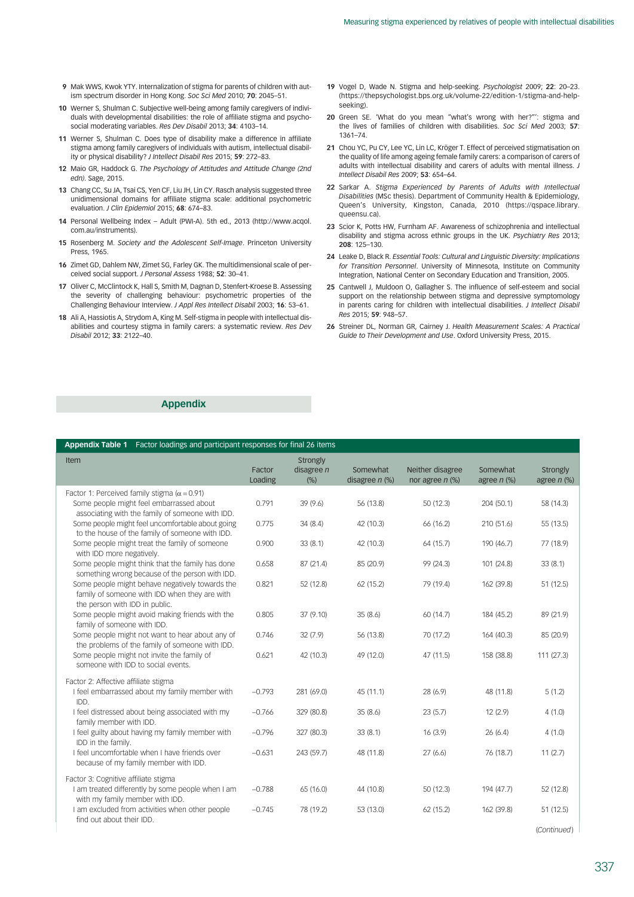9. Mak WWS, Kwok YTY. Internalization of stigma for parents of children with autism spectrum disorder in Hong Kong. *Soc Sci Med* 2010; **70**: 2045–51.
10. Werner S, Shulman C. Subjective well-being among family caregivers of individuals with developmental disabilities: the role of affiliate stigma and psychosocial moderating variables. *Res Dev Disabil* 2013; **34**: 4103–14.
11. Werner S, Shulman C. Does type of disability make a difference in affiliate stigma among family caregivers of individuals with autism, intellectual disability or physical disability? *J Intellect Disabil Res* 2015; **59**: 272–83.
12. Maio GR, Haddock G. *The Psychology of Attitudes and Attitude Change (2nd edn)*. Sage, 2015.
13. Chang CC, Su JA, Tsai CS, Yen CF, Liu JH, Lin CY. Rasch analysis suggested three unidimensional domains for affiliate stigma scale: additional psychometric evaluation. *J Clin Epidemiol* 2015; **68**: 674–83.
14. Personal Wellbeing Index – Adult (PWI-A). 5th ed., 2013 (http://www.acqol.com.au/instruments).
15. Rosenberg M. *Society and the Adolescent Self-Image*. Princeton University Press, 1965.
16. Zimet GD, Dahlem NW, Zimet SG, Farley GK. The multidimensional scale of perceived social support. *J Personal Assess* 1988; **52**: 30–41.
17. Oliver C, McClintock K, Hall S, Smith M, Dagnan D, Stenfert-Kroese B. Assessing the severity of challenging behaviour: psychometric properties of the Challenging Behaviour Interview. *J Appl Res Intellect Disabil* 2003; **16**: 53–61.
18. Ali A, Hassiotis A, Strydom A, King M. Self-stigma in people with intellectual disabilities and courtesy stigma in family carers: a systematic review. *Res Dev Disabil* 2012; **33**: 2122–40.
19. Vogel D, Wade N. Stigma and help-seeking. *Psychologist* 2009; **22**: 20–23. (https://thepsychologist.bps.org.uk/volume-22/edition-1/stigma-and-help-seeking).
20. Green SE. 'What do you mean "what's wrong with her?"': stigma and the lives of families of children with disabilities. *Soc Sci Med* 2003; **57**: 1361–74.
21. Chou YC, Pu CY, Lee YC, Lin LC, Kröger T. Effect of perceived stigmatisation on the quality of life among ageing female family carers: a comparison of carers of adults with intellectual disability and carers of adults with mental illness. *J Intellect Disabil Res* 2009; **53**: 654–64.
22. Sarkar A. *Stigma Experienced by Parents of Adults with Intellectual Disabilities* (MSc thesis). Department of Community Health & Epidemiology, Queen's University, Kingston, Canada, 2010 (https://qspace.library.queensu.ca).
23. Scior K, Potts HW, Furnham AF. Awareness of schizophrenia and intellectual disability and stigma across ethnic groups in the UK. *Psychiatry Res* 2013; **208**: 125–130.
24. Leake D, Black R. *Essential Tools: Cultural and Linguistic Diversity: Implications for Transition Personnel*. University of Minnesota, Institute on Community Integration, National Center on Secondary Education and Transition, 2005.
25. Cantwell J, Muldoon O, Gallagher S. The influence of self-esteem and social support on the relationship between stigma and depressive symptomology in parents caring for children with intellectual disabilities. *J Intellect Disabil Res* 2015; **59**: 948–57.
26. Streiner DL, Norman GR, Cairney J. *Health Measurement Scales: A Practical Guide to Their Development and Use*. Oxford University Press, 2015.

## Appendix

**Appendix Table 1** Factor loadings and participant responses for final 26 items

| Item | Factor Loading | Strongly disagree *n* (%) | Somewhat disagree *n* (%) | Neither disagree nor agree *n* (%) | Somewhat agree *n* (%) | Strongly agree *n* (%) |
|---|---|---|---|---|---|---|
| Factor 1: Perceived family stigma ($\alpha = 0.91$) | | | | | | |
| Some people might feel embarrassed about associating with the family of someone with IDD. | 0.791 | 39 (9.6) | 56 (13.8) | 50 (12.3) | 204 (50.1) | 58 (14.3) |
| Some people might feel uncomfortable about going to the house of the family of someone with IDD. | 0.775 | 34 (8.4) | 42 (10.3) | 66 (16.2) | 210 (51.6) | 55 (13.5) |
| Some people might treat the family of someone with IDD more negatively. | 0.900 | 33 (8.1) | 42 (10.3) | 64 (15.7) | 190 (46.7) | 77 (18.9) |
| Some people might think that the family has done something wrong because of the person with IDD. | 0.658 | 87 (21.4) | 85 (20.9) | 99 (24.3) | 101 (24.8) | 33 (8.1) |
| Some people might behave negatively towards the family of someone with IDD when they are with the person with IDD in public. | 0.821 | 52 (12.8) | 62 (15.2) | 79 (19.4) | 162 (39.8) | 51 (12.5) |
| Some people might avoid making friends with the family of someone with IDD. | 0.805 | 37 (9.10) | 35 (8.6) | 60 (14.7) | 184 (45.2) | 89 (21.9) |
| Some people might not want to hear about any of the problems of the family of someone with IDD. | 0.746 | 32 (7.9) | 56 (13.8) | 70 (17.2) | 164 (40.3) | 85 (20.9) |
| Some people might not invite the family of someone with IDD to social events. | 0.621 | 42 (10.3) | 49 (12.0) | 47 (11.5) | 158 (38.8) | 111 (27.3) |
| Factor 2: Affective affiliate stigma | | | | | | |
| I feel embarrassed about my family member with IDD. | −0.793 | 281 (69.0) | 45 (11.1) | 28 (6.9) | 48 (11.8) | 5 (1.2) |
| I feel distressed about being associated with my family member with IDD. | −0.766 | 329 (80.8) | 35 (8.6) | 23 (5.7) | 12 (2.9) | 4 (1.0) |
| I feel guilty about having my family member with IDD in the family. | −0.796 | 327 (80.3) | 33 (8.1) | 16 (3.9) | 26 (6.4) | 4 (1.0) |
| I feel uncomfortable when I have friends over because of my family member with IDD. | −0.631 | 243 (59.7) | 48 (11.8) | 27 (6.6) | 76 (18.7) | 11 (2.7) |
| Factor 3: Cognitive affiliate stigma | | | | | | |
| I am treated differently by some people when I am with my family member with IDD. | −0.788 | 65 (16.0) | 44 (10.8) | 50 (12.3) | 194 (47.7) | 52 (12.8) |
| I am excluded from activities when other people find out about their IDD. | −0.745 | 78 (19.2) | 53 (13.0) | 62 (15.2) | 162 (39.8) | 51 (12.5) |

(*Continued*)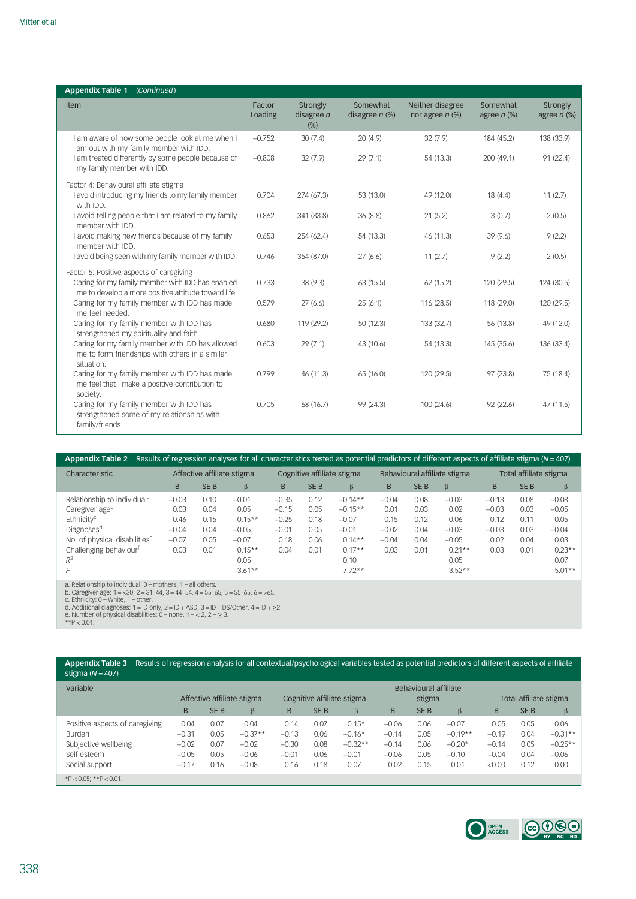**Appendix Table 1** (*Continued*)

| Item | Factor Loading | Strongly disagree *n* (%) | Somewhat disagree *n* (%) | Neither disagree nor agree *n* (%) | Somewhat agree *n* (%) | Strongly agree *n* (%) |
|---|---|---|---|---|---|---|
| I am aware of how some people look at me when I am out with my family member with IDD. | −0.752 | 30 (7.4) | 20 (4.9) | 32 (7.9) | 184 (45.2) | 138 (33.9) |
| I am treated differently by some people because of my family member with IDD. | −0.808 | 32 (7.9) | 29 (7.1) | 54 (13.3) | 200 (49.1) | 91 (22.4) |
| Factor 4: Behavioural affiliate stigma | | | | | | |
| I avoid introducing my friends to my family member with IDD. | 0.704 | 274 (67.3) | 53 (13.0) | 49 (12.0) | 18 (4.4) | 11 (2.7) |
| I avoid telling people that I am related to my family member with IDD. | 0.862 | 341 (83.8) | 36 (8.8) | 21 (5.2) | 3 (0.7) | 2 (0.5) |
| I avoid making new friends because of my family member with IDD. | 0.653 | 254 (62.4) | 54 (13.3) | 46 (11.3) | 39 (9.6) | 9 (2.2) |
| I avoid being seen with my family member with IDD. | 0.746 | 354 (87.0) | 27 (6.6) | 11 (2.7) | 9 (2.2) | 2 (0.5) |
| Factor 5: Positive aspects of caregiving | | | | | | |
| Caring for my family member with IDD has enabled me to develop a more positive attitude toward life. | 0.733 | 38 (9.3) | 63 (15.5) | 62 (15.2) | 120 (29.5) | 124 (30.5) |
| Caring for my family member with IDD has made me feel needed. | 0.579 | 27 (6.6) | 25 (6.1) | 116 (28.5) | 118 (29.0) | 120 (29.5) |
| Caring for my family member with IDD has strengthened my spirituality and faith. | 0.680 | 119 (29.2) | 50 (12.3) | 133 (32.7) | 56 (13.8) | 49 (12.0) |
| Caring for my family member with IDD has allowed me to form friendships with others in a similar situation. | 0.603 | 29 (7.1) | 43 (10.6) | 54 (13.3) | 145 (35.6) | 136 (33.4) |
| Caring for my family member with IDD has made me feel that I make a positive contribution to society. | 0.799 | 46 (11.3) | 65 (16.0) | 120 (29.5) | 97 (23.8) | 75 (18.4) |
| Caring for my family member with IDD has strengthened some of my relationships with family/friends. | 0.705 | 68 (16.7) | 99 (24.3) | 100 (24.6) | 92 (22.6) | 47 (11.5) |

**Appendix Table 2** Results of regression analyses for all characteristics tested as potential predictors of different aspects of affiliate stigma ($N = 407$)

| Characteristic | Affective affiliate stigma | | | Cognitive affiliate stigma | | | Behavioural affiliate stigma | | | Total affiliate stigma | | |
|---|---|---|---|---|---|---|---|---|---|---|---|---|
| | B | SE B | β | B | SE B | β | B | SE B | β | B | SE B | β |
| Relationship to individual[a] | −0.03 | 0.10 | −0.01 | −0.35 | 0.12 | −0.14** | −0.04 | 0.08 | −0.02 | −0.13 | 0.08 | −0.08 |
| Caregiver age[b] | 0.03 | 0.04 | 0.05 | −0.15 | 0.05 | −0.15** | 0.01 | 0.03 | 0.02 | −0.03 | 0.03 | −0.05 |
| Ethnicity[c] | 0.46 | 0.15 | 0.15** | −0.25 | 0.18 | −0.07 | 0.15 | 0.12 | 0.06 | 0.12 | 0.11 | 0.05 |
| Diagnoses[d] | −0.04 | 0.04 | −0.05 | −0.01 | 0.05 | −0.01 | −0.02 | 0.04 | −0.03 | −0.03 | 0.03 | −0.04 |
| No. of physical disabilities[e] | −0.07 | 0.05 | −0.07 | 0.18 | 0.06 | 0.14** | −0.04 | 0.04 | −0.05 | 0.02 | 0.04 | 0.03 |
| Challenging behaviour[f] | 0.03 | 0.01 | 0.15** | 0.04 | 0.01 | 0.17** | 0.03 | 0.01 | 0.21** | 0.03 | 0.01 | 0.23** |
| $R^2$ | | | 0.05 | | | 0.10 | | | 0.05 | | | 0.07 |
| $F$ | | | 3.61** | | | 7.72** | | | 3.52** | | | 5.01** |

a. Relationship to individual: 0 = mothers, 1 = all others.
b. Caregiver age: 1 = <30, 2 = 31–44, 3 = 44–54, 4 = 55–65, 5 = 55–65, 6 = >65.
c. Ethnicity: 0 = White, 1 = other.
d. Additional diagnoses: 1 = ID only, 2 = ID + ASD, 3 = ID + DS/Other, 4 = ID + ≥2.
e. Number of physical disabilities: 0 = none, 1 = < 2, 2 = ≥ 3.
**P < 0.01.

**Appendix Table 3** Results of regression analysis for all contextual/psychological variables tested as potential predictors of different aspects of affiliate stigma ($N = 407$)

| Variable | Affective affiliate stigma | | | Cognitive affiliate stigma | | | Behavioural affiliate stigma | | | Total affiliate stigma | | |
|---|---|---|---|---|---|---|---|---|---|---|---|---|
| | B | SE B | β | B | SE B | β | B | SE B | β | B | SE B | β |
| Positive aspects of caregiving | 0.04 | 0.07 | 0.04 | 0.14 | 0.07 | 0.15* | −0.06 | 0.06 | −0.07 | 0.05 | 0.05 | 0.06 |
| Burden | −0.31 | 0.05 | −0.37** | −0.13 | 0.06 | −0.16* | −0.14 | 0.05 | −0.19** | −0.19 | 0.04 | −0.31** |
| Subjective wellbeing | −0.02 | 0.07 | −0.02 | −0.30 | 0.08 | −0.32** | −0.14 | 0.06 | −0.20* | −0.14 | 0.05 | −0.25** |
| Self-esteem | −0.05 | 0.05 | −0.06 | −0.01 | 0.06 | −0.01 | −0.06 | 0.05 | −0.10 | −0.04 | 0.04 | −0.06 |
| Social support | −0.17 | 0.16 | −0.08 | 0.16 | 0.18 | 0.07 | 0.02 | 0.15 | 0.01 | <0.00 | 0.12 | 0.00 |

*P < 0.05; **P < 0.01.